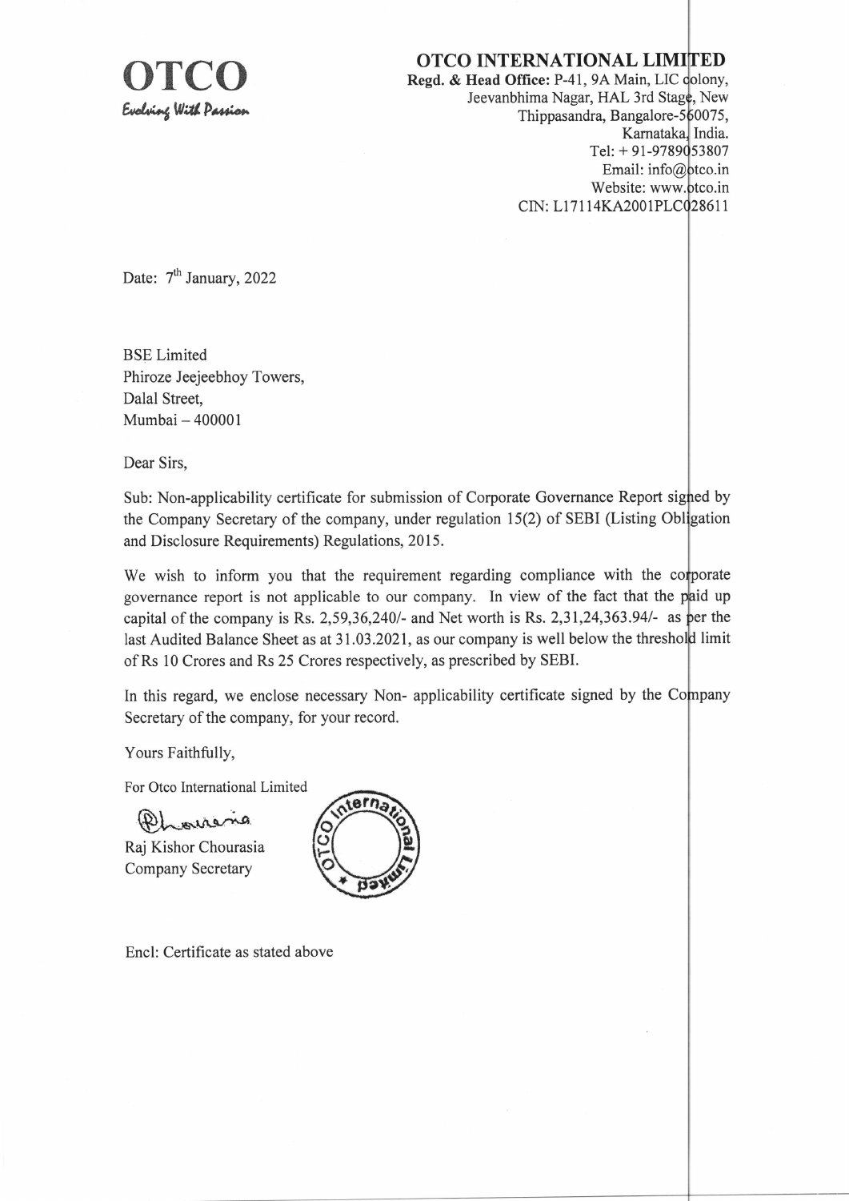# OTCO
*Evolving With Passion*

## OTCO INTERNATIONAL LIMITED

**Regd. & Head Office:** P-41, 9A Main, LIC colony,
Jeevanbhima Nagar, HAL 3rd Stage, New
Thippasandra, Bangalore-560075,
Karnataka, India.
Tel: + 91-9789053807
Email: info@otco.in
Website: www.otco.in
CIN: L17114KA2001PLC028611

Date: 7th January, 2022

BSE Limited
Phiroze Jeejeebhoy Towers,
Dalal Street,
Mumbai – 400001

Dear Sirs,

Sub: Non-applicability certificate for submission of Corporate Governance Report signed by the Company Secretary of the company, under regulation 15(2) of SEBI (Listing Obligation and Disclosure Requirements) Regulations, 2015.

We wish to inform you that the requirement regarding compliance with the corporate governance report is not applicable to our company. In view of the fact that the paid up capital of the company is Rs. 2,59,36,240/- and Net worth is Rs. 2,31,24,363.94/- as per the last Audited Balance Sheet as at 31.03.2021, as our company is well below the threshold limit of Rs 10 Crores and Rs 25 Crores respectively, as prescribed by SEBI.

In this regard, we enclose necessary Non- applicability certificate signed by the Company Secretary of the company, for your record.

Yours Faithfully,

For Otco International Limited

Raj Kishor Chourasia
Company Secretary

Encl: Certificate as stated above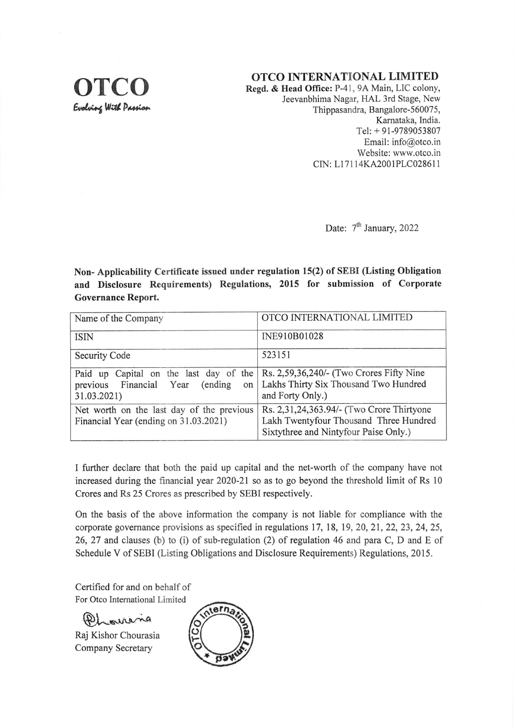# OTCO

*Evolving With Passion*

## OTCO INTERNATIONAL LIMITED

**Regd. & Head Office:** P-41, 9A Main, LIC colony,
Jeevanbhima Nagar, HAL 3rd Stage, New
Thippasandra, Bangalore-560075,
Karnataka, India.
Tel: + 91-9789053807
Email: info@otco.in
Website: www.otco.in
CIN: L17114KA2001PLC028611

Date: 7th January, 2022

**Non- Applicability Certificate issued under regulation 15(2) of SEBI (Listing Obligation and Disclosure Requirements) Regulations, 2015 for submission of Corporate Governance Report.**

| | |
|---|---|
| Name of the Company | OTCO INTERNATIONAL LIMITED |
| ISIN | INE910B01028 |
| Security Code | 523151 |
| Paid up Capital on the last day of the previous Financial Year (ending on 31.03.2021) | Rs. 2,59,36,240/- (Two Crores Fifty Nine Lakhs Thirty Six Thousand Two Hundred and Forty Only.) |
| Net worth on the last day of the previous Financial Year (ending on 31.03.2021) | Rs. 2,31,24,363.94/- (Two Crore Thirtyone Lakh Twentyfour Thousand Three Hundred Sixtythree and Nintyfour Paise Only.) |

I further declare that both the paid up capital and the net-worth of the company have not increased during the financial year 2020-21 so as to go beyond the threshold limit of Rs 10 Crores and Rs 25 Crores as prescribed by SEBI respectively.

On the basis of the above information the company is not liable for compliance with the corporate governance provisions as specified in regulations 17, 18, 19, 20, 21, 22, 23, 24, 25, 26, 27 and clauses (b) to (i) of sub-regulation (2) of regulation 46 and para C, D and E of Schedule V of SEBI (Listing Obligations and Disclosure Requirements) Regulations, 2015.

Certified for and on behalf of
For Otco International Limited

Raj Kishor Chourasia
Company Secretary